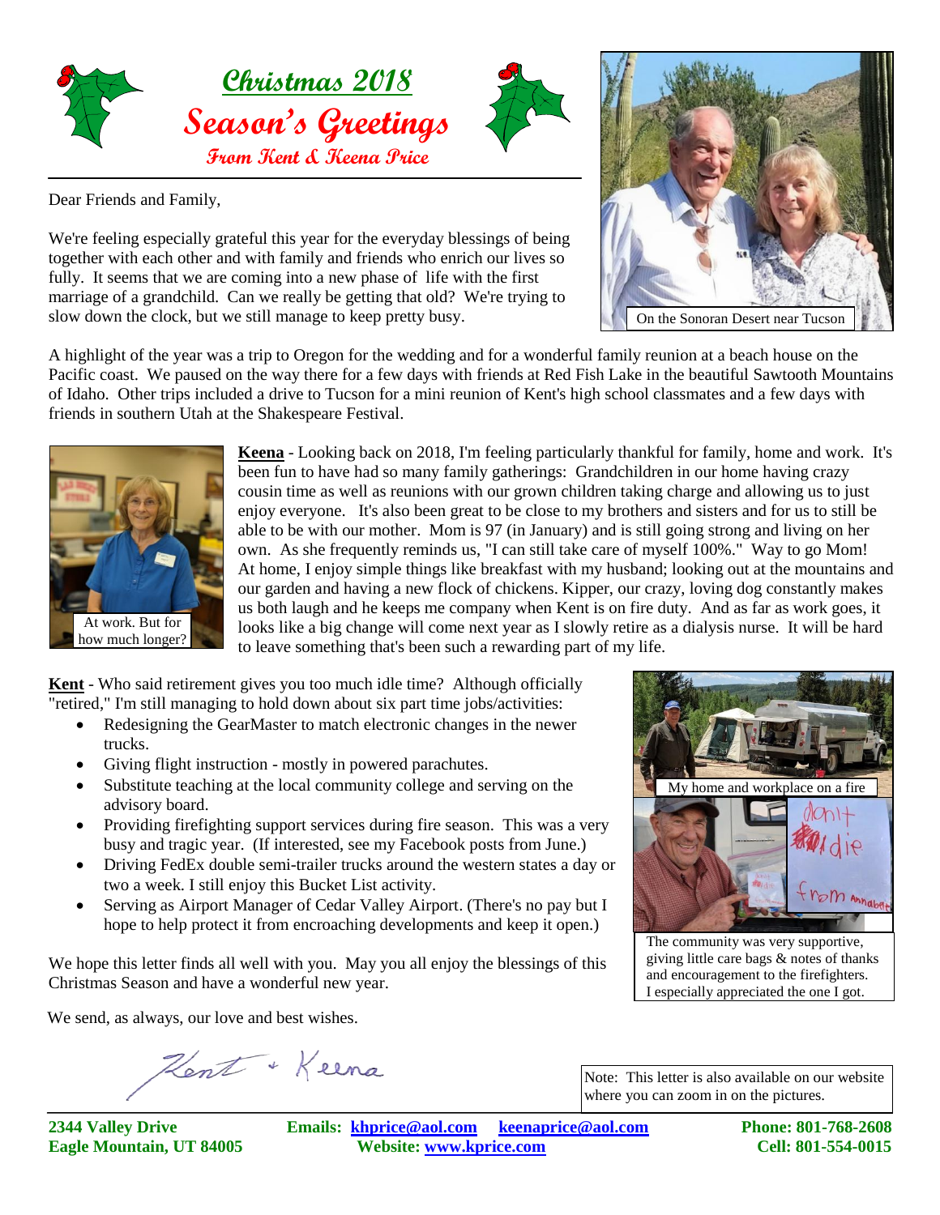# Christmas 2018

## Season's Greetings

### From Kent & Keena Price

Dear Friends and Family,

We're feeling especially grateful this year for the everyday blessings of being together with each other and with family and friends who enrich our lives so fully. It seems that we are coming into a new phase of life with the first marriage of a grandchild. Can we really be getting that old? We're trying to slow down the clock, but we still manage to keep pretty busy.

On the Sonoran Desert near Tucson

A highlight of the year was a trip to Oregon for the wedding and for a wonderful family reunion at a beach house on the Pacific coast. We paused on the way there for a few days with friends at Red Fish Lake in the beautiful Sawtooth Mountains of Idaho. Other trips included a drive to Tucson for a mini reunion of Kent's high school classmates and a few days with friends in southern Utah at the Shakespeare Festival.

At work. But for how much longer?

**Keena** - Looking back on 2018, I'm feeling particularly thankful for family, home and work. It's been fun to have had so many family gatherings: Grandchildren in our home having crazy cousin time as well as reunions with our grown children taking charge and allowing us to just enjoy everyone. It's also been great to be close to my brothers and sisters and for us to still be able to be with our mother. Mom is 97 (in January) and is still going strong and living on her own. As she frequently reminds us, "I can still take care of myself 100%." Way to go Mom! At home, I enjoy simple things like breakfast with my husband; looking out at the mountains and our garden and having a new flock of chickens. Kipper, our crazy, loving dog constantly makes us both laugh and he keeps me company when Kent is on fire duty. And as far as work goes, it looks like a big change will come next year as I slowly retire as a dialysis nurse. It will be hard to leave something that's been such a rewarding part of my life.

**Kent** - Who said retirement gives you too much idle time? Although officially "retired," I'm still managing to hold down about six part time jobs/activities:

- Redesigning the GearMaster to match electronic changes in the newer trucks.
- Giving flight instruction - mostly in powered parachutes.
- Substitute teaching at the local community college and serving on the advisory board.
- Providing firefighting support services during fire season. This was a very busy and tragic year. (If interested, see my Facebook posts from June.)
- Driving FedEx double semi-trailer trucks around the western states a day or two a week. I still enjoy this Bucket List activity.
- Serving as Airport Manager of Cedar Valley Airport. (There's no pay but I hope to help protect it from encroaching developments and keep it open.)

My home and workplace on a fire

The community was very supportive, giving little care bags & notes of thanks and encouragement to the firefighters. I especially appreciated the one I got.

We hope this letter finds all well with you. May you all enjoy the blessings of this Christmas Season and have a wonderful new year.

We send, as always, our love and best wishes.

Kent + Keena

Note: This letter is also available on our website where you can zoom in on the pictures.

**2344 Valley Drive**
**Eagle Mountain, UT 84005**

**Emails: khprice@aol.com keenaprice@aol.com**
**Website: www.kprice.com**

**Phone: 801-768-2608**
**Cell: 801-554-0015**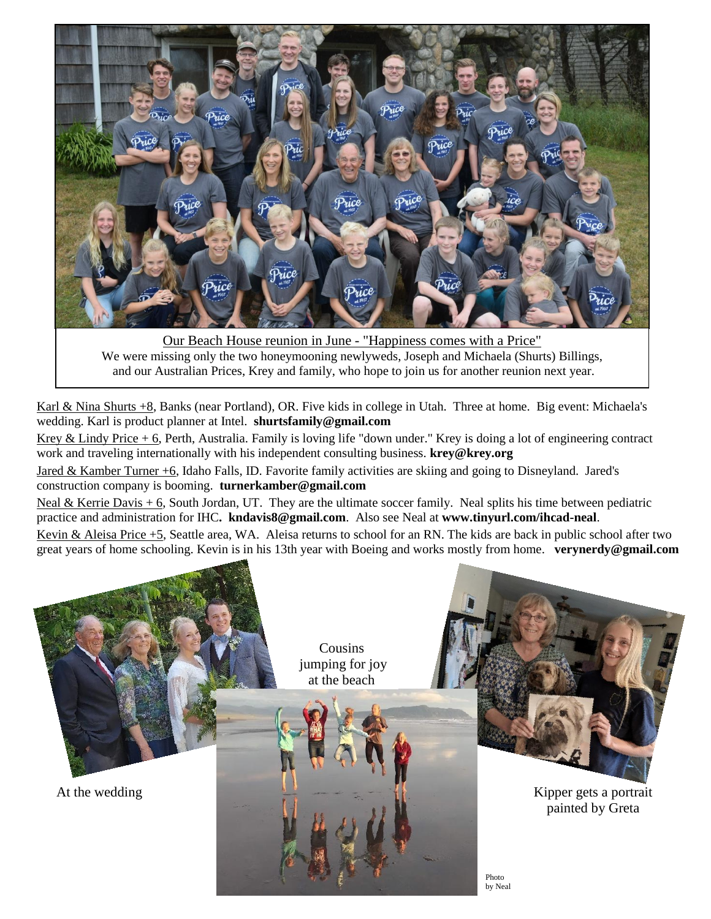Our Beach House reunion in June - "Happiness comes with a Price"

We were missing only the two honeymooning newlyweds, Joseph and Michaela (Shurts) Billings, and our Australian Prices, Krey and family, who hope to join us for another reunion next year.

Karl & Nina Shurts +8, Banks (near Portland), OR. Five kids in college in Utah. Three at home. Big event: Michaela's wedding. Karl is product planner at Intel. **shurtsfamily@gmail.com**

Krey & Lindy Price + 6, Perth, Australia. Family is loving life "down under." Krey is doing a lot of engineering contract work and traveling internationally with his independent consulting business. **krey@krey.org**

Jared & Kamber Turner +6, Idaho Falls, ID. Favorite family activities are skiing and going to Disneyland. Jared's construction company is booming. **turnerkamber@gmail.com**

Neal & Kerrie Davis + 6, South Jordan, UT. They are the ultimate soccer family. Neal splits his time between pediatric practice and administration for IHC. **kndavis8@gmail.com**. Also see Neal at **www.tinyurl.com/ihcad-neal**.

Kevin & Aleisa Price +5, Seattle area, WA. Aleisa returns to school for an RN. The kids are back in public school after two great years of home schooling. Kevin is in his 13th year with Boeing and works mostly from home. **verynerdy@gmail.com**

At the wedding

Cousins jumping for joy at the beach

Photo by Neal

Kipper gets a portrait painted by Greta